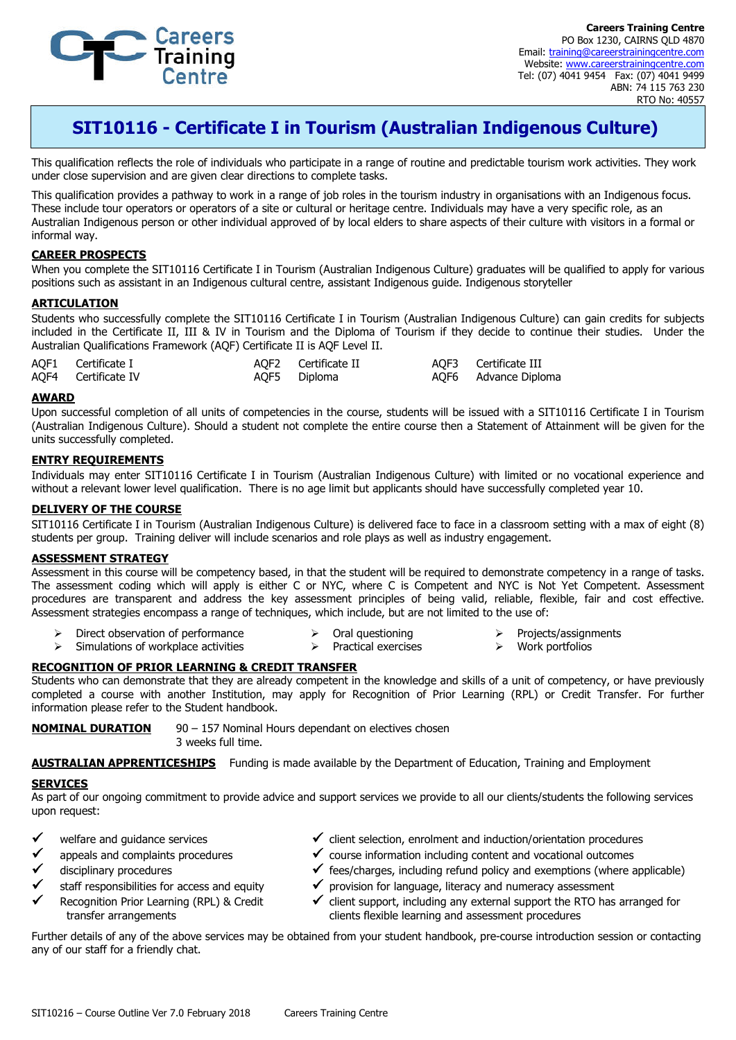Careers Training Centre

**Careers Training Centre**
PO Box 1230, CAIRNS QLD 4870
Email: training@careerstrainingcentre.com
Website: www.careerstrainingcentre.com
Tel: (07) 4041 9454 Fax: (07) 4041 9499
ABN: 74 115 763 230
RTO No: 40557

# SIT10116 - Certificate I in Tourism (Australian Indigenous Culture)

This qualification reflects the role of individuals who participate in a range of routine and predictable tourism work activities. They work under close supervision and are given clear directions to complete tasks.

This qualification provides a pathway to work in a range of job roles in the tourism industry in organisations with an Indigenous focus. These include tour operators or operators of a site or cultural or heritage centre. Individuals may have a very specific role, as an Australian Indigenous person or other individual approved of by local elders to share aspects of their culture with visitors in a formal or informal way.

## CAREER PROSPECTS

When you complete the SIT10116 Certificate I in Tourism (Australian Indigenous Culture) graduates will be qualified to apply for various positions such as assistant in an Indigenous cultural centre, assistant Indigenous guide. Indigenous storyteller

## ARTICULATION

Students who successfully complete the SIT10116 Certificate I in Tourism (Australian Indigenous Culture) can gain credits for subjects included in the Certificate II, III & IV in Tourism and the Diploma of Tourism if they decide to continue their studies. Under the Australian Qualifications Framework (AQF) Certificate II is AQF Level II.

| | | | | | |
|---|---|---|---|---|---|
| AQF1 | Certificate I | AQF2 | Certificate II | AQF3 | Certificate III |
| AQF4 | Certificate IV | AQF5 | Diploma | AQF6 | Advance Diploma |

## AWARD

Upon successful completion of all units of competencies in the course, students will be issued with a SIT10116 Certificate I in Tourism (Australian Indigenous Culture). Should a student not complete the entire course then a Statement of Attainment will be given for the units successfully completed.

## ENTRY REQUIREMENTS

Individuals may enter SIT10116 Certificate I in Tourism (Australian Indigenous Culture) with limited or no vocational experience and without a relevant lower level qualification. There is no age limit but applicants should have successfully completed year 10.

## DELIVERY OF THE COURSE

SIT10116 Certificate I in Tourism (Australian Indigenous Culture) is delivered face to face in a classroom setting with a max of eight (8) students per group. Training deliver will include scenarios and role plays as well as industry engagement.

## ASSESSMENT STRATEGY

Assessment in this course will be competency based, in that the student will be required to demonstrate competency in a range of tasks. The assessment coding which will apply is either C or NYC, where C is Competent and NYC is Not Yet Competent. Assessment procedures are transparent and address the key assessment principles of being valid, reliable, flexible, fair and cost effective. Assessment strategies encompass a range of techniques, which include, but are not limited to the use of:

- Direct observation of performance
- Simulations of workplace activities
- Oral questioning
- Practical exercises
- Projects/assignments
- Work portfolios

## RECOGNITION OF PRIOR LEARNING & CREDIT TRANSFER

Students who can demonstrate that they are already competent in the knowledge and skills of a unit of competency, or have previously completed a course with another Institution, may apply for Recognition of Prior Learning (RPL) or Credit Transfer. For further information please refer to the Student handbook.

**NOMINAL DURATION** 90 – 157 Nominal Hours dependant on electives chosen
3 weeks full time.

**AUSTRALIAN APPRENTICESHIPS** Funding is made available by the Department of Education, Training and Employment

## SERVICES

As part of our ongoing commitment to provide advice and support services we provide to all our clients/students the following services upon request:

- ✓ welfare and guidance services
- ✓ appeals and complaints procedures
- ✓ disciplinary procedures
- ✓ staff responsibilities for access and equity
- ✓ Recognition Prior Learning (RPL) & Credit transfer arrangements
- ✓ client selection, enrolment and induction/orientation procedures
- ✓ course information including content and vocational outcomes
- ✓ fees/charges, including refund policy and exemptions (where applicable)
- ✓ provision for language, literacy and numeracy assessment
- ✓ client support, including any external support the RTO has arranged for clients flexible learning and assessment procedures

Further details of any of the above services may be obtained from your student handbook, pre-course introduction session or contacting any of our staff for a friendly chat.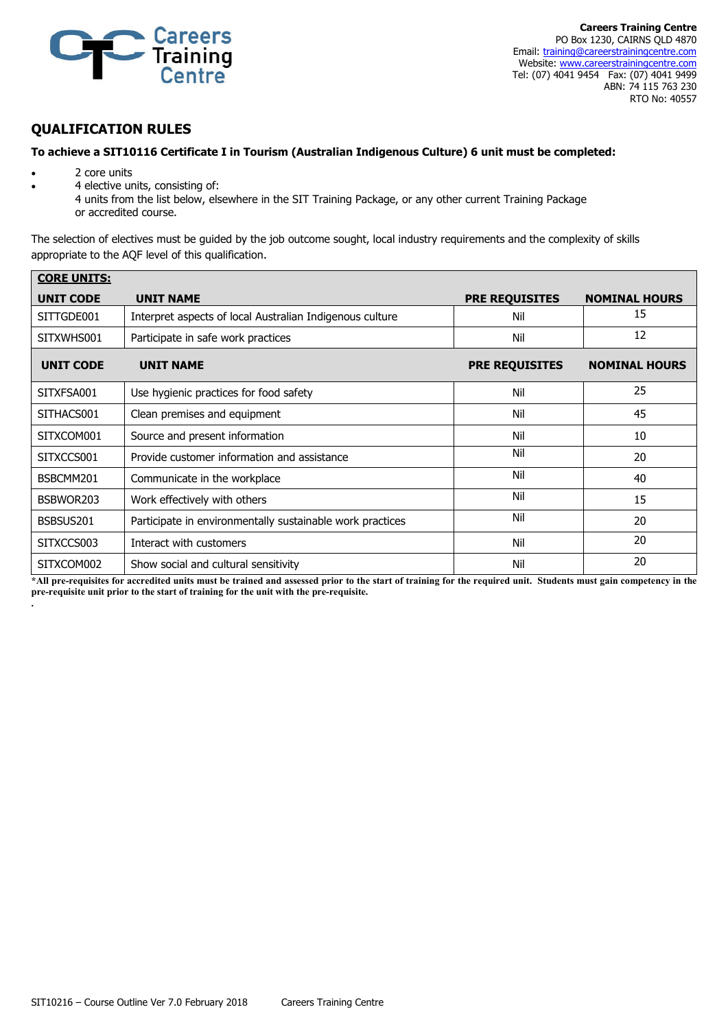**Careers Training Centre**
PO Box 1230, CAIRNS QLD 4870
Email: training@careerstrainingcentre.com
Website: www.careerstrainingcentre.com
Tel: (07) 4041 9454 Fax: (07) 4041 9499
ABN: 74 115 763 230
RTO No: 40557

## QUALIFICATION RULES

**To achieve a SIT10116 Certificate I in Tourism (Australian Indigenous Culture) 6 unit must be completed:**

- 2 core units
- 4 elective units, consisting of:
  4 units from the list below, elsewhere in the SIT Training Package, or any other current Training Package or accredited course.

The selection of electives must be guided by the job outcome sought, local industry requirements and the complexity of skills appropriate to the AQF level of this qualification.

| **CORE UNITS:** | | | |
|---|---|---|---|
| **UNIT CODE** | **UNIT NAME** | **PRE REQUISITES** | **NOMINAL HOURS** |
| SITTGDE001 | Interpret aspects of local Australian Indigenous culture | Nil | 15 |
| SITXWHS001 | Participate in safe work practices | Nil | 12 |

| UNIT CODE | UNIT NAME | PRE REQUISITES | NOMINAL HOURS |
|---|---|---|---|
| SITXFSA001 | Use hygienic practices for food safety | Nil | 25 |
| SITHACS001 | Clean premises and equipment | Nil | 45 |
| SITXCOM001 | Source and present information | Nil | 10 |
| SITXCCS001 | Provide customer information and assistance | Nil | 20 |
| BSBCMM201 | Communicate in the workplace | Nil | 40 |
| BSBWOR203 | Work effectively with others | Nil | 15 |
| BSBSUS201 | Participate in environmentally sustainable work practices | Nil | 20 |
| SITXCCS003 | Interact with customers | Nil | 20 |
| SITXCOM002 | Show social and cultural sensitivity | Nil | 20 |

**\*All pre-requisites for accredited units must be trained and assessed prior to the start of training for the required unit. Students must gain competency in the pre-requisite unit prior to the start of training for the unit with the pre-requisite.**